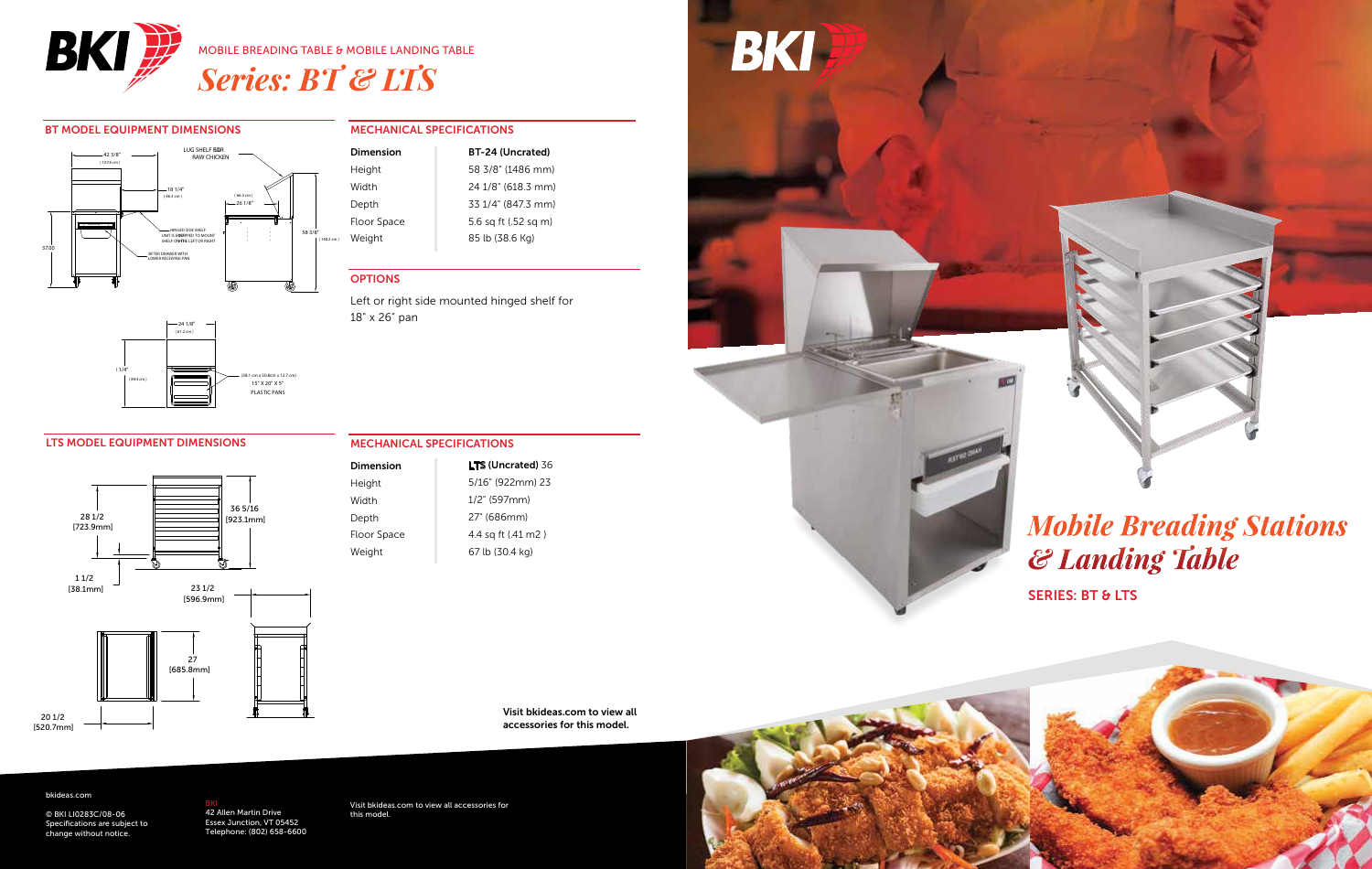# MOBILE BREADING TABLE & MOBILE LANDING TABLE

## *Series: BT & LTS*

## BT MODEL EQUIPMENT DIMENSIONS

## MECHANICAL SPECIFICATIONS

| Dimension | BT-24 (Uncrated) |
|---|---|
| Height | 58 3/8" (1486 mm) |
| Width | 24 1/8" (618.3 mm) |
| Depth | 33 1/4" (847.3 mm) |
| Floor Space | 5.6 sq ft (.52 sq m) |
| Weight | 85 lb (38.6 Kg) |

## OPTIONS

Left or right side mounted hinged shelf for 18" x 26" pan

## LTS MODEL EQUIPMENT DIMENSIONS

## MECHANICAL SPECIFICATIONS

| Dimension | LTS (Uncrated) |
|---|---|
| Height | 36 5/16" (922mm) |
| Width | 23 1/2" (597mm) |
| Depth | 27" (686mm) |
| Floor Space | 4.4 sq ft (.41 m2 ) |
| Weight | 67 lb (30.4 kg) |

**Visit bkideas.com to view all accessories for this model.**

# *Mobile Breading Stations & Landing Table*

SERIES: BT & LTS

bkideas.com

© BKI LI0283C/08-06
Specifications are subject to change without notice.

BKI
42 Allen Martin Drive
Essex Junction, VT 05452
Telephone: (802) 658-6600

Visit bkideas.com to view all accessories for this model.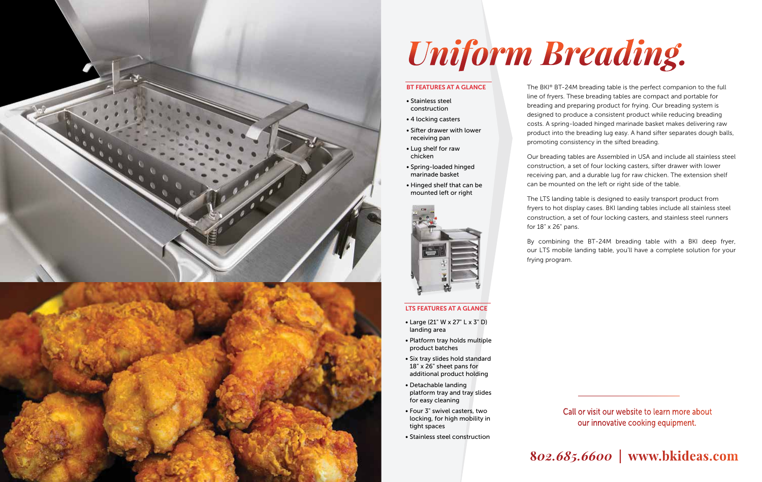# Uniform Breading.

## BT FEATURES AT A GLANCE

- Stainless steel construction
- 4 locking casters
- Sifter drawer with lower receiving pan
- Lug shelf for raw chicken
- Spring-loaded hinged marinade basket
- Hinged shelf that can be mounted left or right

## LTS FEATURES AT A GLANCE

- Large (21" W x 27" L x 3" D) landing area
- Platform tray holds multiple product batches
- Six tray slides hold standard 18" x 26" sheet pans for additional product holding
- Detachable landing platform tray and tray slides for easy cleaning
- Four 3" swivel casters, two locking, for high mobility in tight spaces
- Stainless steel construction

The BKI® BT-24M breading table is the perfect companion to the full line of fryers. These breading tables are compact and portable for breading and preparing product for frying. Our breading system is designed to produce a consistent product while reducing breading costs. A spring-loaded hinged marinade basket makes delivering raw product into the breading lug easy. A hand sifter separates dough balls, promoting consistency in the sifted breading.

Our breading tables are Assembled in USA and include all stainless steel construction, a set of four locking casters, sifter drawer with lower receiving pan, and a durable lug for raw chicken. The extension shelf can be mounted on the left or right side of the table.

The LTS landing table is designed to easily transport product from fryers to hot display cases. BKI landing tables include all stainless steel construction, a set of four locking casters, and stainless steel runners for 18" x 26" pans.

By combining the BT-24M breading table with a BKI deep fryer, our LTS mobile landing table, you'll have a complete solution for your frying program.

Call or visit our website to learn more about our innovative cooking equipment.

**802.685.6600 | www.bkideas.com**